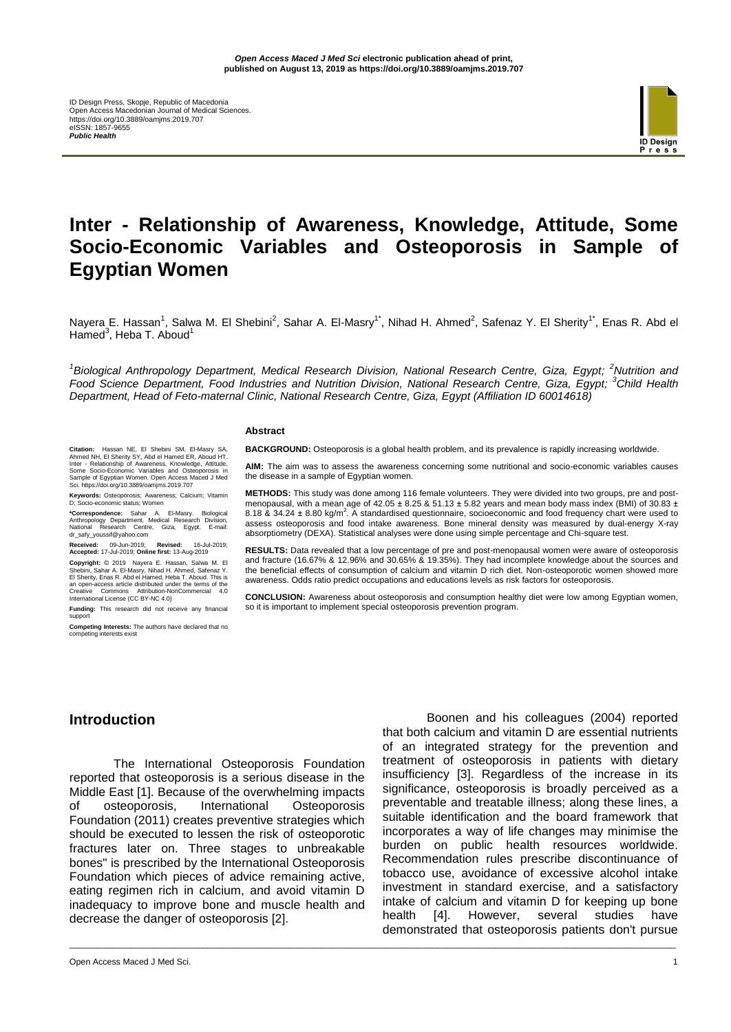*Open Access Maced J Med Sci* electronic publication ahead of print, published on August 13, 2019 as https://doi.org/10.3889/oamjms.2019.707

ID Design Press, Skopje, Republic of Macedonia
Open Access Macedonian Journal of Medical Sciences.
https://doi.org/10.3889/oamjms.2019.707
eISSN: 1857-9655
***Public Health***

# Inter - Relationship of Awareness, Knowledge, Attitude, Some Socio-Economic Variables and Osteoporosis in Sample of Egyptian Women

Nayera E. Hassan[1], Salwa M. El Shebini[2], Sahar A. El-Masry[1*], Nihad H. Ahmed[2], Safenaz Y. El Sherity[1*], Enas R. Abd el Hamed[3], Heba T. Aboud[1]

*[1]Biological Anthropology Department, Medical Research Division, National Research Centre, Giza, Egypt; [2]Nutrition and Food Science Department, Food Industries and Nutrition Division, National Research Centre, Giza, Egypt; [3]Child Health Department, Head of Feto-maternal Clinic, National Research Centre, Giza, Egypt (Affiliation ID 60014618)*

**Citation:** Hassan NE, El Shebini SM, El-Masry SA, Ahmed NH, El Sherity SY, Abd el Hamed ER, Aboud HT. Inter - Relationship of Awareness, Knowledge, Attitude, Some Socio-Economic Variables and Osteoporosis in Sample of Egyptian Women. Open Access Maced J Med Sci. https://doi.org/10.3889/oamjms.2019.707

**Keywords:** Osteoporosis; Awareness; Calcium; Vitamin D; Socio-economic status; Women

**\*Correspondence:** Sahar A. El-Masry. Biological Anthropology Department, Medical Research Division, National Research Centre, Giza, Egypt. E-mail: dr_safy_youssif@yahoo.com

**Received:** 09-Jun-2019; **Revised:** 16-Jul-2019; **Accepted:** 17-Jul-2019; **Online first:** 13-Aug-2019

**Copyright:** © 2019 Nayera E. Hassan, Salwa M. El Shebini, Sahar A. El-Masry, Nihad H. Ahmed, Safenaz Y. El Sherity, Enas R. Abd el Hamed, Heba T. Aboud. This is an open-access article distributed under the terms of the Creative Commons Attribution-NonCommercial 4.0 International License (CC BY-NC 4.0)

**Funding:** This research did not receive any financial support

**Competing Interests:** The authors have declared that no competing interests exist

**Abstract**

**BACKGROUND:** Osteoporosis is a global health problem, and its prevalence is rapidly increasing worldwide.

**AIM:** The aim was to assess the awareness concerning some nutritional and socio-economic variables causes the disease in a sample of Egyptian women.

**METHODS:** This study was done among 116 female volunteers. They were divided into two groups, pre and post-menopausal, with a mean age of 42.05 ± 8.25 & 51.13 ± 5.82 years and mean body mass index (BMI) of 30.83 ± 8.18 & 34.24 ± 8.80 kg/m$^2$. A standardised questionnaire, socioeconomic and food frequency chart were used to assess osteoporosis and food intake awareness. Bone mineral density was measured by dual-energy X-ray absorptiometry (DEXA). Statistical analyses were done using simple percentage and Chi-square test.

**RESULTS:** Data revealed that a low percentage of pre and post-menopausal women were aware of osteoporosis and fracture (16.67% & 12.96% and 30.65% & 19.35%). They had incomplete knowledge about the sources and the beneficial effects of consumption of calcium and vitamin D rich diet. Non-osteoporotic women showed more awareness. Odds ratio predict occupations and educations levels as risk factors for osteoporosis.

**CONCLUSION:** Awareness about osteoporosis and consumption healthy diet were low among Egyptian women, so it is important to implement special osteoporosis prevention program.

## Introduction

The International Osteoporosis Foundation reported that osteoporosis is a serious disease in the Middle East [1]. Because of the overwhelming impacts of osteoporosis, International Osteoporosis Foundation (2011) creates preventive strategies which should be executed to lessen the risk of osteoporotic fractures later on. Three stages to unbreakable bones" is prescribed by the International Osteoporosis Foundation which pieces of advice remaining active, eating regimen rich in calcium, and avoid vitamin D inadequacy to improve bone and muscle health and decrease the danger of osteoporosis [2].

Boonen and his colleagues (2004) reported that both calcium and vitamin D are essential nutrients of an integrated strategy for the prevention and treatment of osteoporosis in patients with dietary insufficiency [3]. Regardless of the increase in its significance, osteoporosis is broadly perceived as a preventable and treatable illness; along these lines, a suitable identification and the board framework that incorporates a way of life changes may minimise the burden on public health resources worldwide. Recommendation rules prescribe discontinuance of tobacco use, avoidance of excessive alcohol intake investment in standard exercise, and a satisfactory intake of calcium and vitamin D for keeping up bone health [4]. However, several studies have demonstrated that osteoporosis patients don't pursue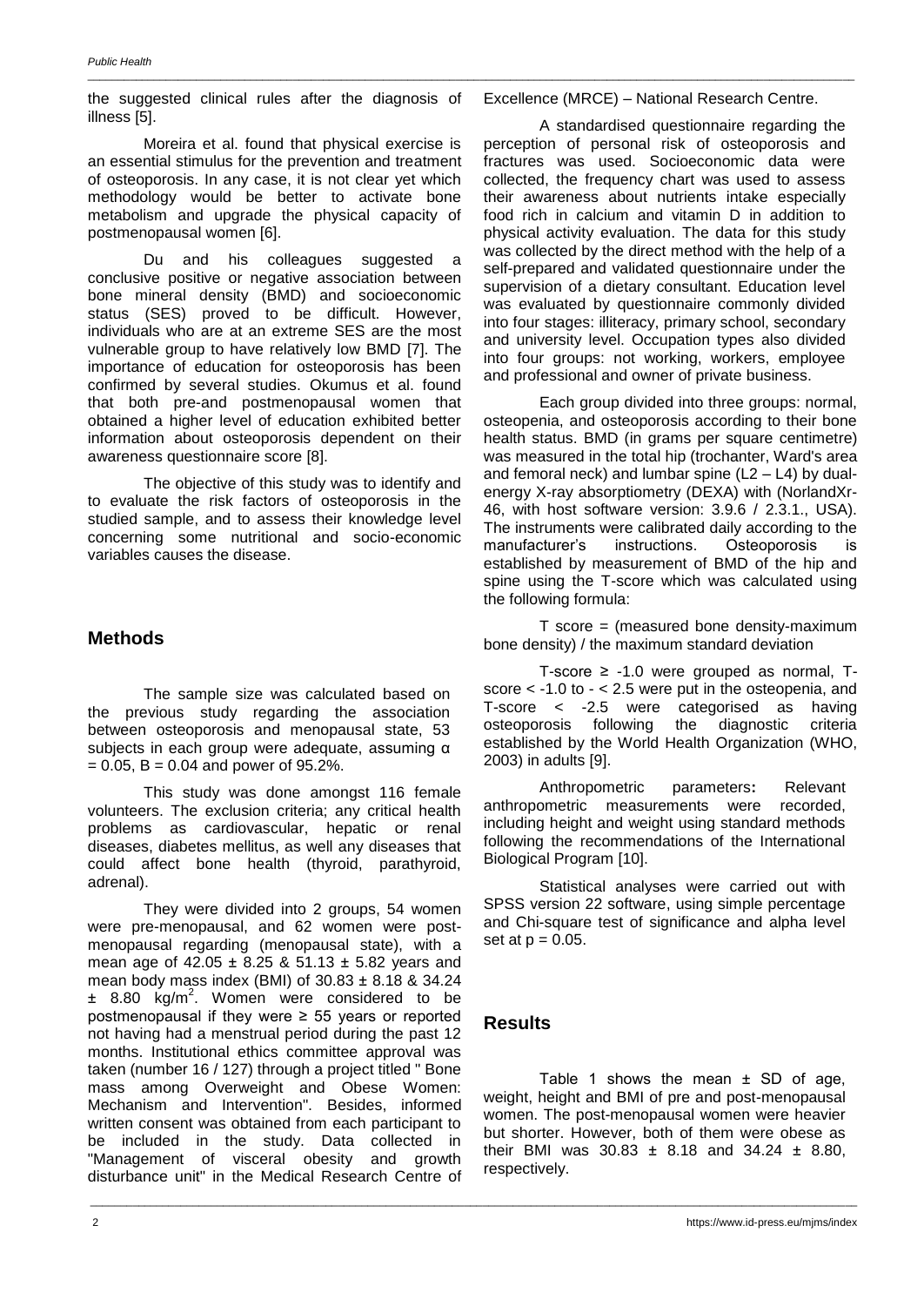the suggested clinical rules after the diagnosis of illness [5].

Moreira et al. found that physical exercise is an essential stimulus for the prevention and treatment of osteoporosis. In any case, it is not clear yet which methodology would be better to activate bone metabolism and upgrade the physical capacity of postmenopausal women [6].

Du and his colleagues suggested a conclusive positive or negative association between bone mineral density (BMD) and socioeconomic status (SES) proved to be difficult. However, individuals who are at an extreme SES are the most vulnerable group to have relatively low BMD [7]. The importance of education for osteoporosis has been confirmed by several studies. Okumus et al. found that both pre-and postmenopausal women that obtained a higher level of education exhibited better information about osteoporosis dependent on their awareness questionnaire score [8].

The objective of this study was to identify and to evaluate the risk factors of osteoporosis in the studied sample, and to assess their knowledge level concerning some nutritional and socio-economic variables causes the disease.

## Methods

The sample size was calculated based on the previous study regarding the association between osteoporosis and menopausal state, 53 subjects in each group were adequate, assuming $\alpha = 0.05$, $B = 0.04$ and power of 95.2%.

This study was done amongst 116 female volunteers. The exclusion criteria; any critical health problems as cardiovascular, hepatic or renal diseases, diabetes mellitus, as well any diseases that could affect bone health (thyroid, parathyroid, adrenal).

They were divided into 2 groups, 54 women were pre-menopausal, and 62 women were post-menopausal regarding (menopausal state), with a mean age of 42.05 ± 8.25 & 51.13 ± 5.82 years and mean body mass index (BMI) of 30.83 ± 8.18 & 34.24 ± 8.80 $kg/m^2$. Women were considered to be postmenopausal if they were ≥ 55 years or reported not having had a menstrual period during the past 12 months. Institutional ethics committee approval was taken (number 16 / 127) through a project titled " Bone mass among Overweight and Obese Women: Mechanism and Intervention". Besides, informed written consent was obtained from each participant to be included in the study. Data collected in "Management of visceral obesity and growth disturbance unit" in the Medical Research Centre of Excellence (MRCE) – National Research Centre.

A standardised questionnaire regarding the perception of personal risk of osteoporosis and fractures was used. Socioeconomic data were collected, the frequency chart was used to assess their awareness about nutrients intake especially food rich in calcium and vitamin D in addition to physical activity evaluation. The data for this study was collected by the direct method with the help of a self-prepared and validated questionnaire under the supervision of a dietary consultant. Education level was evaluated by questionnaire commonly divided into four stages: illiteracy, primary school, secondary and university level. Occupation types also divided into four groups: not working, workers, employee and professional and owner of private business.

Each group divided into three groups: normal, osteopenia, and osteoporosis according to their bone health status. BMD (in grams per square centimetre) was measured in the total hip (trochanter, Ward's area and femoral neck) and lumbar spine (L2 – L4) by dual-energy X-ray absorptiometry (DEXA) with (NorlandXr-46, with host software version: 3.9.6 / 2.3.1., USA). The instruments were calibrated daily according to the manufacturer's instructions. Osteoporosis is established by measurement of BMD of the hip and spine using the T-score which was calculated using the following formula:

T score = (measured bone density-maximum bone density) / the maximum standard deviation

T-score ≥ -1.0 were grouped as normal, T-score < -1.0 to - < 2.5 were put in the osteopenia, and T-score < -2.5 were categorised as having osteoporosis following the diagnostic criteria established by the World Health Organization (WHO, 2003) in adults [9].

**Anthropometric parameters:** Relevant anthropometric measurements were recorded, including height and weight using standard methods following the recommendations of the International Biological Program [10].

Statistical analyses were carried out with SPSS version 22 software, using simple percentage and Chi-square test of significance and alpha level set at $p = 0.05$.

## Results

Table 1 shows the mean ± SD of age, weight, height and BMI of pre and post-menopausal women. The post-menopausal women were heavier but shorter. However, both of them were obese as their BMI was 30.83 ± 8.18 and 34.24 ± 8.80, respectively.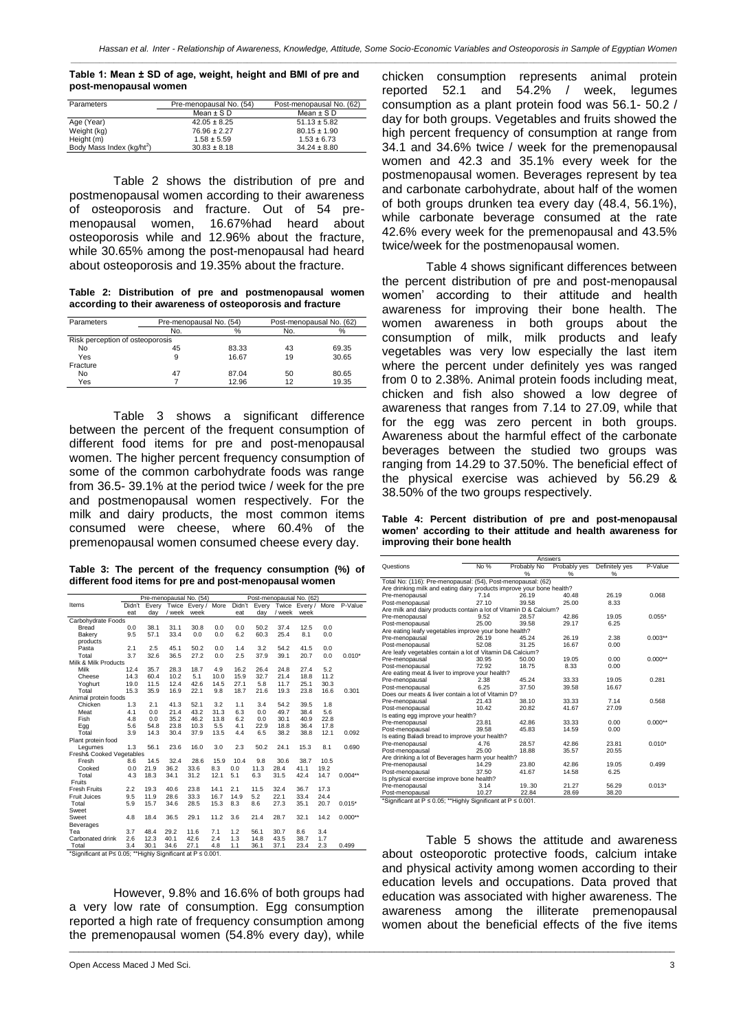**Table 1: Mean ± SD of age, weight, height and BMI of pre and post-menopausal women**

| Parameters | Pre-menopausal No. (54) | Post-menopausal No. (62) |
|---|---|---|
| | Mean ± S D | Mean ± S D |
| Age (Year) | 42.05 ± 8.25 | 51.13 ± 5.82 |
| Weight (kg) | 76.96 ± 2.27 | 80.15 ± 1.90 |
| Height (m) | 1.58 ± 5.59 | 1.53 ± 6.73 |
| Body Mass Index (kg/ht$^2$) | 30.83 ± 8.18 | 34.24 ± 8.80 |

Table 2 shows the distribution of pre and postmenopausal women according to their awareness of osteoporosis and fracture. Out of 54 pre-menopausal women, 16.67%had heard about osteoporosis while and 12.96% about the fracture, while 30.65% among the post-menopausal had heard about osteoporosis and 19.35% about the fracture.

**Table 2: Distribution of pre and postmenopausal women according to their awareness of osteoporosis and fracture**

| Parameters | Pre-menopausal No. (54) | | Post-menopausal No. (62) | |
|---|---|---|---|---|
| | No. | % | No. | % |
| Risk perception of osteoporosis | | | | |
| No | 45 | 83.33 | 43 | 69.35 |
| Yes | 9 | 16.67 | 19 | 30.65 |
| Fracture | | | | |
| No | 47 | 87.04 | 50 | 80.65 |
| Yes | 7 | 12.96 | 12 | 19.35 |

Table 3 shows a significant difference between the percent of the frequent consumption of different food items for pre and post-menopausal women. The higher percent frequency consumption of some of the common carbohydrate foods was range from 36.5- 39.1% at the period twice / week for the pre and postmenopausal women respectively. For the milk and dairy products, the most common items consumed were cheese, where 60.4% of the premenopausal women consumed cheese every day.

**Table 3: The percent of the frequency consumption (%) of different food items for pre and post-menopausal women**

| Items | Pre-menopausal No. (54) | | | | | Post-menopausal No. (62) | | | | | P-Value |
|---|---|---|---|---|---|---|---|---|---|---|---|
| | Didn't eat | Every day | Twice / week | Every / week | More | Didn't eat | Every day | Twice / week | Every / week | More | |
| Carbohydrate Foods | | | | | | | | | | | |
| Bread | 0.0 | 38.1 | 31.1 | 30.8 | 0.0 | 0.0 | 50.2 | 37.4 | 12.5 | 0.0 | |
| Bakery products | 9.5 | 57.1 | 33.4 | 0.0 | 0.0 | 6.2 | 60.3 | 25.4 | 8.1 | 0.0 | |
| Pasta | 2.1 | 2.5 | 45.1 | 50.2 | 0.0 | 1.4 | 3.2 | 54.2 | 41.5 | 0.0 | |
| Total | 3.7 | 32.6 | 36.5 | 27.2 | 0.0 | 2.5 | 37.9 | 39.1 | 20.7 | 0.0 | 0.010* |
| Milk & Milk Products | | | | | | | | | | | |
| Milk | 12.4 | 35.7 | 28.3 | 18.7 | 4.9 | 16.2 | 26.4 | 24.8 | 27.4 | 5.2 | |
| Cheese | 14.3 | 60.4 | 10.2 | 5.1 | 10.0 | 15.9 | 32.7 | 21.4 | 18.8 | 11.2 | |
| Yoghurt | 19.0 | 11.5 | 12.4 | 42.6 | 14.5 | 27.1 | 5.8 | 11.7 | 25.1 | 30.3 | |
| Total | 15.3 | 35.9 | 16.9 | 22.1 | 9.8 | 18.7 | 21.6 | 19.3 | 23.8 | 16.6 | 0.301 |
| Animal protein foods | | | | | | | | | | | |
| Chicken | 1.3 | 2.1 | 41.3 | 52.1 | 3.2 | 1.1 | 3.4 | 54.2 | 39.5 | 1.8 | |
| Meat | 4.1 | 0.0 | 21.4 | 43.2 | 31.3 | 6.3 | 0.0 | 49.7 | 38.4 | 5.6 | |
| Fish | 4.8 | 0.0 | 35.2 | 46.2 | 13.8 | 6.2 | 0.0 | 30.1 | 40.9 | 22.8 | |
| Egg | 5.6 | 54.8 | 23.8 | 10.3 | 5.5 | 4.1 | 22.9 | 18.8 | 36.4 | 17.8 | |
| Total | 3.9 | 14.3 | 30.4 | 37.9 | 13.5 | 4.4 | 6.5 | 38.2 | 38.8 | 12.1 | 0.092 |
| Plant protein food | | | | | | | | | | | |
| Legumes | 1.3 | 56.1 | 23.6 | 16.0 | 3.0 | 2.3 | 50.2 | 24.1 | 15.3 | 8.1 | 0.690 |
| Fresh& Cooked Vegetables | | | | | | | | | | | |
| Fresh | 8.6 | 14.5 | 32.4 | 28.6 | 15.9 | 10.4 | 9.8 | 30.6 | 38.7 | 10.5 | |
| Cooked | 0.0 | 21.9 | 36.2 | 33.6 | 8.3 | 0.0 | 11.3 | 28.4 | 41.1 | 19.2 | |
| Total | 4.3 | 18.3 | 34.1 | 31.2 | 12.1 | 5.1 | 6.3 | 31.5 | 42.4 | 14.7 | 0.004** |
| Fruits | | | | | | | | | | | |
| Fresh Fruits | 2.2 | 19.3 | 40.6 | 23.8 | 14.1 | 2.1 | 11.5 | 32.4 | 36.7 | 17.3 | |
| Fruit Juices | 9.5 | 11.9 | 28.6 | 33.3 | 16.7 | 14.9 | 5.2 | 22.1 | 33.4 | 24.4 | |
| Total | 5.9 | 15.7 | 34.6 | 28.5 | 15.3 | 8.3 | 8.6 | 27.3 | 35.1 | 20.7 | 0.015* |
| Sweet | | | | | | | | | | | |
| Sweet | 4.8 | 18.4 | 36.5 | 29.1 | 11.2 | 3.6 | 21.4 | 28.7 | 32.1 | 14.2 | 0.000** |
| Beverages | | | | | | | | | | | |
| Tea | 3.7 | 48.4 | 29.2 | 11.6 | 7.1 | 1.2 | 56.1 | 30.7 | 8.6 | 3.4 | |
| Carbonated drink | 2.6 | 12.3 | 40.1 | 42.6 | 2.4 | 1.3 | 14.8 | 43.5 | 38.7 | 1.7 | |
| Total | 3.4 | 30.1 | 34.6 | 27.1 | 4.8 | 1.1 | 36.1 | 37.1 | 23.4 | 2.3 | 0.499 |

*Significant at P≤ 0.05; **Highly Significant at P ≤ 0.001.

However, 9.8% and 16.6% of both groups had a very low rate of consumption. Egg consumption reported a high rate of frequency consumption among the premenopausal women (54.8% every day), while chicken consumption represents animal protein reported 52.1 and 54.2% / week, legumes consumption as a plant protein food was 56.1- 50.2 / day for both groups. Vegetables and fruits showed the high percent frequency of consumption at range from 34.1 and 34.6% twice / week for the premenopausal women and 42.3 and 35.1% every week for the postmenopausal women. Beverages represent by tea and carbonate carbohydrate, about half of the women of both groups drunken tea every day (48.4, 56.1%), while carbonate beverage consumed at the rate 42.6% every week for the premenopausal and 43.5% twice/week for the postmenopausal women.

Table 4 shows significant differences between the percent distribution of pre and post-menopausal women' according to their attitude and health awareness for improving their bone health. The women awareness in both groups about the consumption of milk, milk products and leafy vegetables was very low especially the last item where the percent under definitely yes was ranged from 0 to 2.38%. Animal protein foods including meat, chicken and fish also showed a low degree of awareness that ranges from 7.14 to 27.09, while that for the egg was zero percent in both groups. Awareness about the harmful effect of the carbonate beverages between the studied two groups was ranging from 14.29 to 37.50%. The beneficial effect of the physical exercise was achieved by 56.29 & 38.50% of the two groups respectively.

**Table 4: Percent distribution of pre and post-menopausal women' according to their attitude and health awareness for improving their bone health**

| Questions | Answers | | | | P-Value |
|---|---|---|---|---|---|
| | No % | Probably No % | Probably yes % | Definitely yes % | |
| Total No: (116): Pre-menopausal: (54), Post-menopausal: (62) | | | | | |
| Are drinking milk and eating dairy products improve your bone health? | | | | | |
| Pre-menopausal | 7.14 | 26.19 | 40.48 | 26.19 | 0.068 |
| Post-menopausal | 27.10 | 39.58 | 25.00 | 8.33 | |
| Are milk and dairy products contain a lot of Vitamin D & Calcium? | | | | | |
| Pre-menopausal | 9.52 | 28.57 | 42.86 | 19.05 | 0.055* |
| Post-menopausal | 25.00 | 39.58 | 29.17 | 6.25 | |
| Are eating leafy vegetables improve your bone health? | | | | | |
| Pre-menopausal | 26.19 | 45.24 | 26.19 | 2.38 | 0.003** |
| Post-menopausal | 52.08 | 31.25 | 16.67 | 0.00 | |
| Are leafy vegetables contain a lot of Vitamin D& Calcium? | | | | | |
| Pre-menopausal | 30.95 | 50.00 | 19.05 | 0.00 | 0.000** |
| Post-menopausal | 72.92 | 18.75 | 8.33 | 0.00 | |
| Are eating meat & liver to improve your health? | | | | | |
| Pre-menopausal | 2.38 | 45.24 | 33.33 | 19.05 | 0.281 |
| Post-menopausal | 6.25 | 37.50 | 39.58 | 16.67 | |
| Does our meats & liver contain a lot of Vitamin D? | | | | | |
| Pre-menopausal | 21.43 | 38.10 | 33.33 | 7.14 | 0.568 |
| Post-menopausal | 10.42 | 20.82 | 41.67 | 27.09 | |
| Is eating egg improve your health? | | | | | |
| Pre-menopausal | 23.81 | 42.86 | 33.33 | 0.00 | 0.000** |
| Post-menopausal | 39.58 | 45.83 | 14.59 | 0.00 | |
| Is eating Baladi bread to improve your health? | | | | | |
| Pre-menopausal | 4.76 | 28.57 | 42.86 | 23.81 | 0.010* |
| Post-menopausal | 25.00 | 18.88 | 35.57 | 20.55 | |
| Are drinking a lot of Beverages harm your health? | | | | | |
| Pre-menopausal | 14.29 | 23.80 | 42.86 | 19.05 | 0.499 |
| Post-menopausal | 37.50 | 41.67 | 14.58 | 6.25 | |
| Is physical exercise improve bone health? | | | | | |
| Pre-menopausal | 3.14 | 19..30 | 21.27 | 56.29 | 0.013* |
| Post-menopausal | 10.27 | 22.84 | 28.69 | 38.20 | |

*Significant at P ≤ 0.05; **Highly Significant at P ≤ 0.001.

Table 5 shows the attitude and awareness about osteoporotic protective foods, calcium intake and physical activity among women according to their education levels and occupations. Data proved that education was associated with higher awareness. The awareness among the illiterate premenopausal women about the beneficial effects of the five items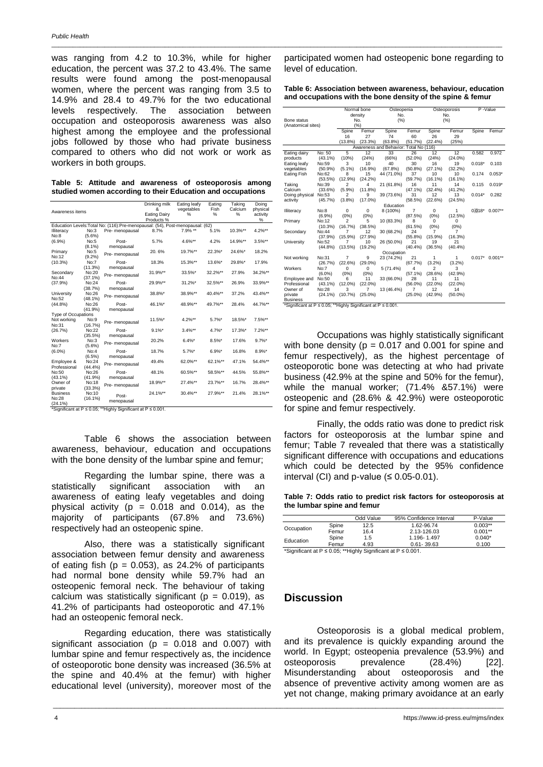was ranging from 4.2 to 10.3%, while for higher education, the percent was 37.2 to 43.4%. The same results were found among the post-menopausal women, where the percent was ranging from 3.5 to 14.9% and 28.4 to 49.7% for the two educational levels respectively. The association between occupation and osteoporosis awareness was also highest among the employee and the professional jobs followed by those who had private business compared to others who did not work or work as workers in both groups.

**Table 5: Attitude and awareness of osteoporosis among studied women according to their Education and occupations**

| Awareness items | | | Drinking milk & Eating Dairy Products % | Eating leafy vegetables % | Eating Fish % | Taking Calcium % | Doing physical activity % |
|---|---|---|---|---|---|---|---|
| Education Levels:Total No: (116):Pre-menopausal: (54), Post-menopausal: (62) | | | | | | | |
| Illiteracy No:8 (6.9%) | No:3 (5.6%) | Pre- menopausal | 8.7% | 7.9% ** | 5.1% | 10.3%** | 4.2%** |
| | No:5 (8.1%) | Post-menopausal | 5.7% | 4.6%** | 4.2% | 14.9%** | 3.5%** |
| Primary No:12 (10.3%) | No:5 (9.2%) | Pre- menopausal | 20. 6% | 19.7%** | 22.3%* | 24.6%* | 18.2% |
| | No:7 (11.3%) | Post-menopausal | 18.3% | 15.3%** | 13.6%* | 29.8%* | 17.9% |
| Secondary No:44 (37.9%) | No:20 (37.1%) | Pre- menopausal | 31.9%** | 33.5%* | 32.2%** | 27.9% | 34.2%** |
| | No:24 (38.7%) | Post-menopausal | 29.9%** | 31.2%* | 32.5%** | 26.9% | 33.9%** |
| University No:52 (44.8%) | No:26 (48.1%) | Pre- menopausal | 38.8%* | 38.9%** | 40.4%** | 37.2% | 43.4%** |
| | No:26 (41.9%) | Post-menopausal | 46.1%* | 48.9%** | 49.7%** | 28.4% | 44.7%** |
| Type of Occupations | | | | | | | |
| Not working No:31 (26.7%) | No:9 (16.7%) | Pre- menopausal | 11.5%* | 4.2%** | 5.7%* | 18.5%* | 7.5%** |
| | No:22 (35.5%) | Post-menopausal | 9.1%* | 3.4%** | 4.7%* | 17.3%* | 7.2%** |
| Workers No:7 (6.0%) | No:3 (5.6%) | Pre- menopausal | 20.2% | 6.4%* | 8.5%* | 17.6% | 9.7%* |
| | No:4 (6.5%) | Post-menopausal | 18.7% | 5.7%* | 6.9%* | 16.8% | 8.9%* |
| Employee & Professional No:50 (43.1%) | No:24 (44.4%) | Pre- menopausal | 49.4% | 62.0%** | 62.1%** | 47.1% | 54.4%** |
| | No:26 (41.9%) | Post-menopausal | 48.1% | 60.5%** | 58.5%** | 44.5% | 55.8%** |
| Owner of private Business No:28 (24.1%) | No:18 (33.3%) | Pre- menopausal | 18.9%** | 27.4%** | 23.7%** | 16.7% | 28.4%** |
| | No:10 (16.1%) | Post-menopausal | 24.1%** | 30.4%** | 27.9%** | 21.4% | 28.1%** |

*Significant at P ≤ 0.05; **Highly Significant at P ≤ 0.001.

Table 6 shows the association between awareness, behaviour, education and occupations with the bone density of the lumbar spine and femur;

Regarding the lumbar spine, there was a statistically significant association with an awareness of eating leafy vegetables and doing physical activity (p = 0.018 and 0.014), as the majority of participants (67.8% and 73.6%) respectively had an osteopenic spine.

Also, there was a statistically significant association between femur density and awareness of eating fish (p = 0.053), as 24.2% of participants had normal bone density while 59.7% had an osteopenic femoral neck. The behaviour of taking calcium was statistically significant (p = 0.019), as 41.2% of participants had osteoporotic and 47.1% had an osteopenic femoral neck.

Regarding education, there was statistically significant association (p = 0.018 and 0.007) with lumbar spine and femur respectively as, the incidence of osteoporotic bone density was increased (36.5% at the spine and 40.4% at the femur) with higher educational level (university), moreover most of the participated women had osteopenic bone regarding to level of education.

**Table 6: Association between awareness, behaviour, education and occupations with the bone density of the spine & femur**

| Bone status (Anatomical sites) | | Normal bone density No. (%) | | Osteopenia No. (%) | | Osteoporosis No. (%) | | P -Value | |
|---|---|---|---|---|---|---|---|---|---|
| | | Spine 16 (13.8%) | Femur 27 (23.3%) | Spine 74 (63.8%) | Femur 60 (51.7%) | Spine 26 (22.4%) | Femur 29 (25%) | Spine | Femur |
| Awareness and Behavior: Total No (116) | | | | | | | | | |
| Eating dairy products | No: 50 (43.1%) | 5 (10%) | 12 (24%) | 33 (66%) | 26 (52.0%) | 12 (24%) | 12 (24.0%) | 0.582 | 0.972 |
| Eating leafy vegetables | No:59 (50.9%) | 3 (5.1%) | 10 (16.9%) | 40 (67.8%) | 30 (50.8%) | 16 (27.1%) | 19 (32.2%) | 0.018* | 0.103 |
| Eating Fish | No:62 (53.5%) | 8 (12.9%) | 15 (24.2%) | 44 (71.0%) | 37 (59.7%) | 10 (16.1%) | 10 (16.1%) | 0.174 | 0.053* |
| Taking Calcium | No:39 (33.6%) | 2 (5.9%) | 4 (11.8%) | 21 (61.8%) | 16 (47.1%) | 11 (32.4%) | 14 (41.2%) | 0.115 | 0.019* |
| Doing physical activity | No:53 (45.7%) | 2 (3.8%) | 9 (17.0%) | 39 (73.6%) | 31 (58.5%) | 12 (22.6%) | 13 (24.5%) | 0.014* | 0.282 |
| Education | | | | | | | | | |
| Illiteracy | No:8 (6.9%) | 0 (0%) | 0 (0%) | 8 (100%) | 7 (87.5%) | 0 (0%) | 1 (12.5%) | 0.018* | 0.007** |
| Primary | No:12 (10.3%) | 2 (16.7%) | 5 (38.5%) | 10 (83.3%) | 8 (61.5%) | 0 (0%) | 0 (0%) | | |
| Secondary | No:44 (37.9%) | 7 (15.9%) | 12 (27.9%) | 30 (68.2%) | 24 (55.8%) | 7 (15.9%) | 7 (16.3%) | | |
| University | No:52 (44.8%) | 7 (13.5%) | 10 (19.2%) | 26 (50.0%) | 21 (40.4%) | 19 (36.5%) | 21 (40.4%) | | |
| Occupation | | | | | | | | | |
| Not working | No:31 (26.7%) | 7 (22.6%) | 9 (29.0%) | 23 (74.2%) | 21 (67.7%) | 1 (3.2%) | 1 (3.2%) | 0.017* | 0.001** |
| Workers | No:7 (6.0%) | 0 (0%) | 0 (0%) | 5 (71.4%) | 4 (57.1%) | 2 (28.6%) | 3 (42.9%) | | |
| Employee and Professional | No:50 (43.1%) | 6 (12.0%) | 11 (22.0%) | 33 (66.0%) | 28 (56.0%) | 11 (22.0%) | 11 (22.0%) | | |
| Owner of private Business | No:28 (24.1%) | 3 (10.7%) | 7 (25.0%) | 13 (46.4%) | 7 (25.0%) | 12 (42.9%) | 14 (50.0%) | | |

*Significant at P ≤ 0.05; **Highly Significant at P ≤ 0.001.

Occupations was highly statistically significant with bone density (p = 0.017 and 0.001 for spine and femur respectively), as the highest percentage of osteoporotic bone was detecting at who had private business (42.9% at the spine and 50% for the femur), while the manual worker; (71.4% &57.1%) were osteopenic and (28.6% & 42.9%) were osteoporotic for spine and femur respectively.

Finally, the odds ratio was done to predict risk factors for osteoporosis at the lumbar spine and femur; Table 7 revealed that there was a statistically significant difference with occupations and educations which could be detected by the 95% confidence interval (CI) and p-value (≤ 0.05-0.01).

**Table 7: Odds ratio to predict risk factors for osteoporosis at the lumbar spine and femur**

| | | Odd Value | 95% Confidence Interval | P-Value |
|---|---|---|---|---|
| Occupation | Spine | 12.5 | 1.62-96.74 | 0.003** |
| | Femur | 16.4 | 2.13-126.03 | 0.001** |
| Education | Spine | 1.5 | 1.196- 1.497 | 0.040* |
| | Femur | 4.93 | 0.61- 39.63 | 0.100 |

*Significant at P ≤ 0.05; **Highly Significant at P ≤ 0.001.

## Discussion

Osteoporosis is a global medical problem, and its prevalence is quickly expanding around the world. In Egypt; osteopenia prevalence (53.9%) and osteoporosis prevalence (28.4%) [22]. Misunderstanding about osteoporosis and the absence of preventive activity among women are as yet not change, making primary avoidance at an early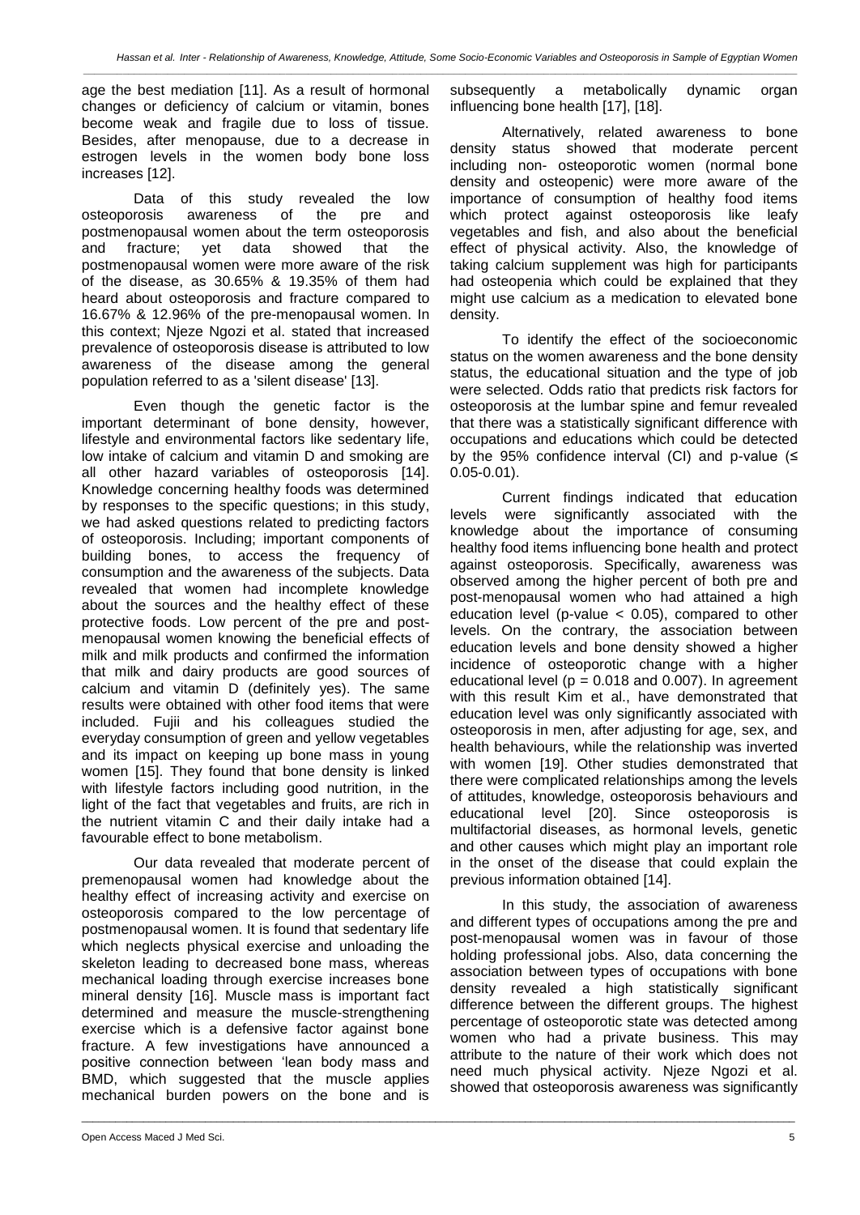age the best mediation [11]. As a result of hormonal changes or deficiency of calcium or vitamin, bones become weak and fragile due to loss of tissue. Besides, after menopause, due to a decrease in estrogen levels in the women body bone loss increases [12].

Data of this study revealed the low osteoporosis awareness of the pre and postmenopausal women about the term osteoporosis and fracture; yet data showed that the postmenopausal women were more aware of the risk of the disease, as 30.65% & 19.35% of them had heard about osteoporosis and fracture compared to 16.67% & 12.96% of the pre-menopausal women. In this context; Njeze Ngozi et al. stated that increased prevalence of osteoporosis disease is attributed to low awareness of the disease among the general population referred to as a 'silent disease' [13].

Even though the genetic factor is the important determinant of bone density, however, lifestyle and environmental factors like sedentary life, low intake of calcium and vitamin D and smoking are all other hazard variables of osteoporosis [14]. Knowledge concerning healthy foods was determined by responses to the specific questions; in this study, we had asked questions related to predicting factors of osteoporosis. Including; important components of building bones, to access the frequency of consumption and the awareness of the subjects. Data revealed that women had incomplete knowledge about the sources and the healthy effect of these protective foods. Low percent of the pre and post-menopausal women knowing the beneficial effects of milk and milk products and confirmed the information that milk and dairy products are good sources of calcium and vitamin D (definitely yes). The same results were obtained with other food items that were included. Fujii and his colleagues studied the everyday consumption of green and yellow vegetables and its impact on keeping up bone mass in young women [15]. They found that bone density is linked with lifestyle factors including good nutrition, in the light of the fact that vegetables and fruits, are rich in the nutrient vitamin C and their daily intake had a favourable effect to bone metabolism.

Our data revealed that moderate percent of premenopausal women had knowledge about the healthy effect of increasing activity and exercise on osteoporosis compared to the low percentage of postmenopausal women. It is found that sedentary life which neglects physical exercise and unloading the skeleton leading to decreased bone mass, whereas mechanical loading through exercise increases bone mineral density [16]. Muscle mass is important fact determined and measure the muscle-strengthening exercise which is a defensive factor against bone fracture. A few investigations have announced a positive connection between 'lean body mass and BMD, which suggested that the muscle applies mechanical burden powers on the bone and is subsequently a metabolically dynamic organ influencing bone health [17], [18].

Alternatively, related awareness to bone density status showed that moderate percent including non- osteoporotic women (normal bone density and osteopenic) were more aware of the importance of consumption of healthy food items which protect against osteoporosis like leafy vegetables and fish, and also about the beneficial effect of physical activity. Also, the knowledge of taking calcium supplement was high for participants had osteopenia which could be explained that they might use calcium as a medication to elevated bone density.

To identify the effect of the socioeconomic status on the women awareness and the bone density status, the educational situation and the type of job were selected. Odds ratio that predicts risk factors for osteoporosis at the lumbar spine and femur revealed that there was a statistically significant difference with occupations and educations which could be detected by the 95% confidence interval (CI) and p-value ($\leq$ 0.05-0.01).

Current findings indicated that education levels were significantly associated with the knowledge about the importance of consuming healthy food items influencing bone health and protect against osteoporosis. Specifically, awareness was observed among the higher percent of both pre and post-menopausal women who had attained a high education level ($p$-value $< 0.05$), compared to other levels. On the contrary, the association between education levels and bone density showed a higher incidence of osteoporotic change with a higher educational level ($p = 0.018$ and $0.007$). In agreement with this result Kim et al., have demonstrated that education level was only significantly associated with osteoporosis in men, after adjusting for age, sex, and health behaviours, while the relationship was inverted with women [19]. Other studies demonstrated that there were complicated relationships among the levels of attitudes, knowledge, osteoporosis behaviours and educational level [20]. Since osteoporosis is multifactorial diseases, as hormonal levels, genetic and other causes which might play an important role in the onset of the disease that could explain the previous information obtained [14].

In this study, the association of awareness and different types of occupations among the pre and post-menopausal women was in favour of those holding professional jobs. Also, data concerning the association between types of occupations with bone density revealed a high statistically significant difference between the different groups. The highest percentage of osteoporotic state was detected among women who had a private business. This may attribute to the nature of their work which does not need much physical activity. Njeze Ngozi et al. showed that osteoporosis awareness was significantly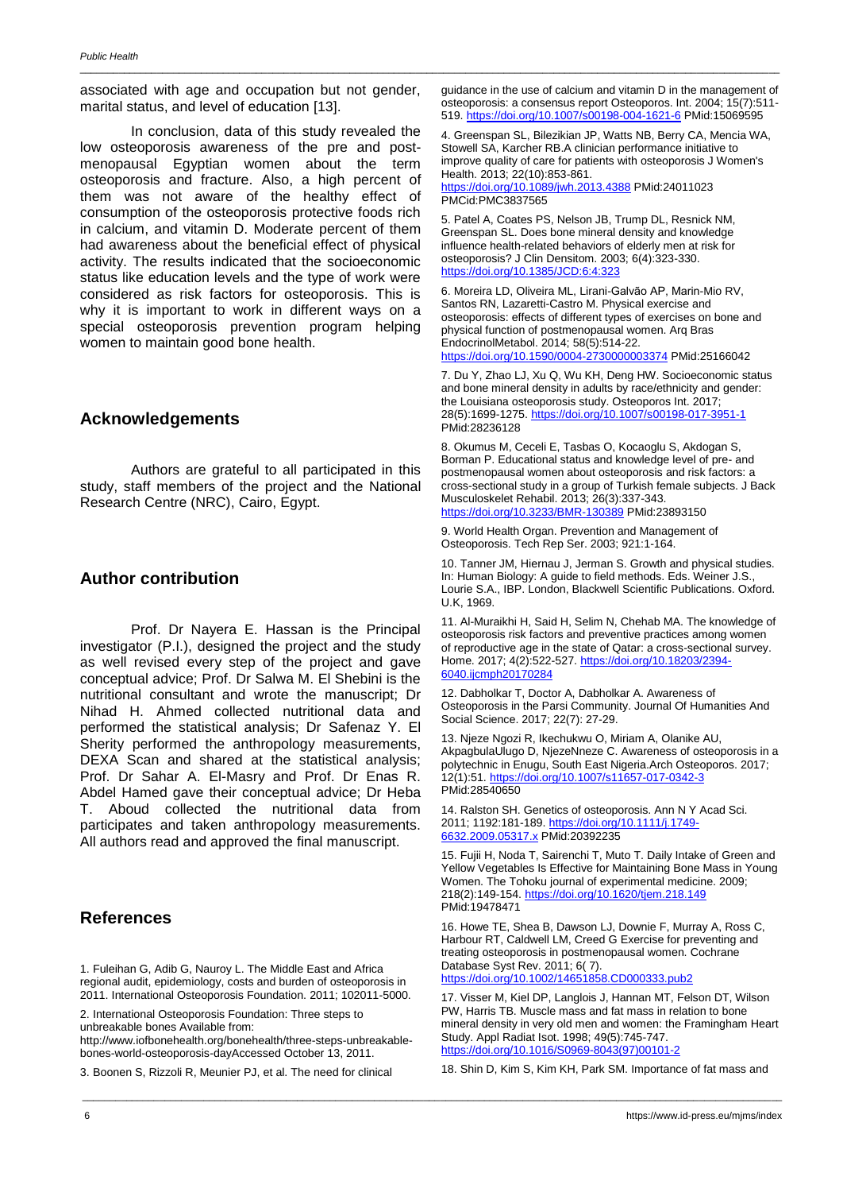associated with age and occupation but not gender, marital status, and level of education [13].

In conclusion, data of this study revealed the low osteoporosis awareness of the pre and post-menopausal Egyptian women about the term osteoporosis and fracture. Also, a high percent of them was not aware of the healthy effect of consumption of the osteoporosis protective foods rich in calcium, and vitamin D. Moderate percent of them had awareness about the beneficial effect of physical activity. The results indicated that the socioeconomic status like education levels and the type of work were considered as risk factors for osteoporosis. This is why it is important to work in different ways on a special osteoporosis prevention program helping women to maintain good bone health.

## Acknowledgements

Authors are grateful to all participated in this study, staff members of the project and the National Research Centre (NRC), Cairo, Egypt.

## Author contribution

Prof. Dr Nayera E. Hassan is the Principal investigator (P.I.), designed the project and the study as well revised every step of the project and gave conceptual advice; Prof. Dr Salwa M. El Shebini is the nutritional consultant and wrote the manuscript; Dr Nihad H. Ahmed collected nutritional data and performed the statistical analysis; Dr Safenaz Y. El Sherity performed the anthropology measurements, DEXA Scan and shared at the statistical analysis; Prof. Dr Sahar A. El-Masry and Prof. Dr Enas R. Abdel Hamed gave their conceptual advice; Dr Heba T. Aboud collected the nutritional data from participates and taken anthropology measurements. All authors read and approved the final manuscript.

## References

1. Fuleihan G, Adib G, Nauroy L. The Middle East and Africa regional audit, epidemiology, costs and burden of osteoporosis in 2011. International Osteoporosis Foundation. 2011; 102011-5000.

2. International Osteoporosis Foundation: Three steps to unbreakable bones Available from: http://www.iofbonehealth.org/bonehealth/three-steps-unbreakable-bones-world-osteoporosis-dayAccessed October 13, 2011.

3. Boonen S, Rizzoli R, Meunier PJ, et al. The need for clinical guidance in the use of calcium and vitamin D in the management of osteoporosis: a consensus report Osteoporos. Int. 2004; 15(7):511-519. https://doi.org/10.1007/s00198-004-1621-6 PMid:15069595

4. Greenspan SL, Bilezikian JP, Watts NB, Berry CA, Mencia WA, Stowell SA, Karcher RB.A clinician performance initiative to improve quality of care for patients with osteoporosis J Women's Health. 2013; 22(10):853-861. https://doi.org/10.1089/jwh.2013.4388 PMid:24011023 PMCid:PMC3837565

5. Patel A, Coates PS, Nelson JB, Trump DL, Resnick NM, Greenspan SL. Does bone mineral density and knowledge influence health-related behaviors of elderly men at risk for osteoporosis? J Clin Densitom. 2003; 6(4):323-330. https://doi.org/10.1385/JCD:6:4:323

6. Moreira LD, Oliveira ML, Lirani-Galvão AP, Marin-Mio RV, Santos RN, Lazaretti-Castro M. Physical exercise and osteoporosis: effects of different types of exercises on bone and physical function of postmenopausal women. Arq Bras EndocrinolMetabol. 2014; 58(5):514-22. https://doi.org/10.1590/0004-2730000003374 PMid:25166042

7. Du Y, Zhao LJ, Xu Q, Wu KH, Deng HW. Socioeconomic status and bone mineral density in adults by race/ethnicity and gender: the Louisiana osteoporosis study. Osteoporos Int. 2017; 28(5):1699-1275. https://doi.org/10.1007/s00198-017-3951-1 PMid:28236128

8. Okumus M, Ceceli E, Tasbas O, Kocaoglu S, Akdogan S, Borman P. Educational status and knowledge level of pre- and postmenopausal women about osteoporosis and risk factors: a cross-sectional study in a group of Turkish female subjects. J Back Musculoskelet Rehabil. 2013; 26(3):337-343. https://doi.org/10.3233/BMR-130389 PMid:23893150

9. World Health Organ. Prevention and Management of Osteoporosis. Tech Rep Ser. 2003; 921:1-164.

10. Tanner JM, Hiernau J, Jerman S. Growth and physical studies. In: Human Biology: A guide to field methods. Eds. Weiner J.S., Lourie S.A., IBP. London, Blackwell Scientific Publications. Oxford. U.K, 1969.

11. Al-Muraikhi H, Said H, Selim N, Chehab MA. The knowledge of osteoporosis risk factors and preventive practices among women of reproductive age in the state of Qatar: a cross-sectional survey. Home. 2017; 4(2):522-527. https://doi.org/10.18203/2394-6040.ijcmph20170284

12. Dabholkar T, Doctor A, Dabholkar A. Awareness of Osteoporosis in the Parsi Community. Journal Of Humanities And Social Science. 2017; 22(7): 27-29.

13. Njeze Ngozi R, Ikechukwu O, Miriam A, Olanike AU, AkpagbulaUlugo D, NjezeNneze C. Awareness of osteoporosis in a polytechnic in Enugu, South East Nigeria.Arch Osteoporos. 2017; 12(1):51. https://doi.org/10.1007/s11657-017-0342-3 PMid:28540650

14. Ralston SH. Genetics of osteoporosis. Ann N Y Acad Sci. 2011; 1192:181-189. https://doi.org/10.1111/j.1749-6632.2009.05317.x PMid:20392235

15. Fujii H, Noda T, Sairenchi T, Muto T. Daily Intake of Green and Yellow Vegetables Is Effective for Maintaining Bone Mass in Young Women. The Tohoku journal of experimental medicine. 2009; 218(2):149-154. https://doi.org/10.1620/tjem.218.149 PMid:19478471

16. Howe TE, Shea B, Dawson LJ, Downie F, Murray A, Ross C, Harbour RT, Caldwell LM, Creed G Exercise for preventing and treating osteoporosis in postmenopausal women. Cochrane Database Syst Rev. 2011; 6( 7). https://doi.org/10.1002/14651858.CD000333.pub2

17. Visser M, Kiel DP, Langlois J, Hannan MT, Felson DT, Wilson PW, Harris TB. Muscle mass and fat mass in relation to bone mineral density in very old men and women: the Framingham Heart Study. Appl Radiat Isot. 1998; 49(5):745-747. https://doi.org/10.1016/S0969-8043(97)00101-2

18. Shin D, Kim S, Kim KH, Park SM. Importance of fat mass and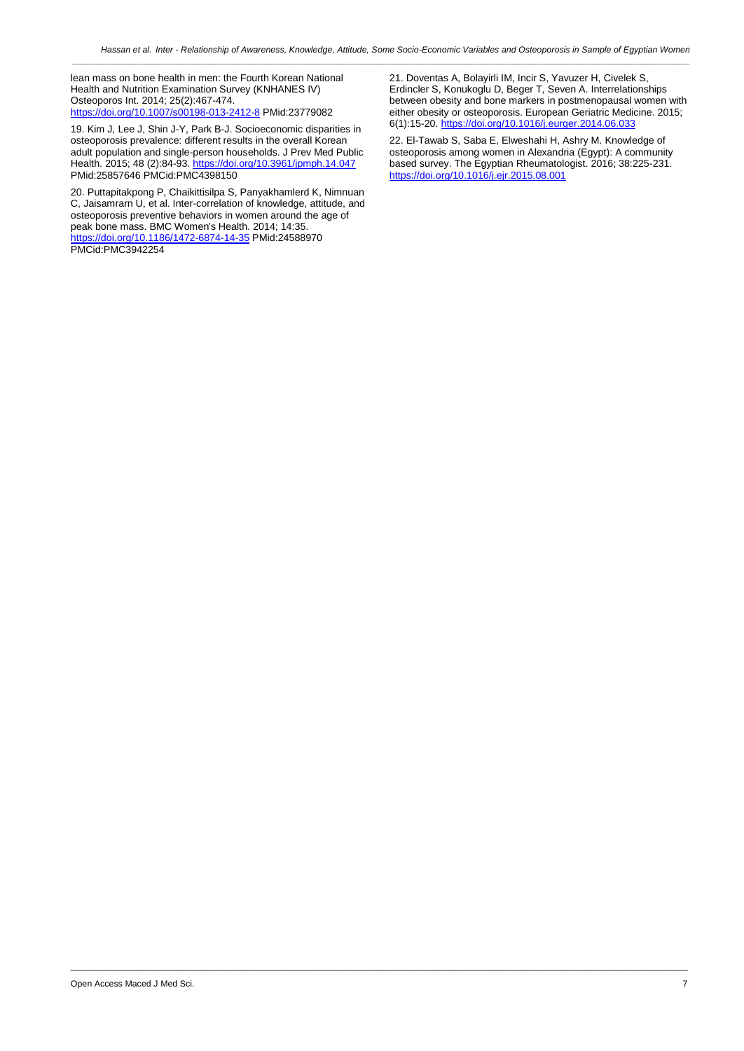lean mass on bone health in men: the Fourth Korean National Health and Nutrition Examination Survey (KNHANES IV) Osteoporos Int. 2014; 25(2):467-474. https://doi.org/10.1007/s00198-013-2412-8 PMid:23779082

19. Kim J, Lee J, Shin J-Y, Park B-J. Socioeconomic disparities in osteoporosis prevalence: different results in the overall Korean adult population and single-person households. J Prev Med Public Health. 2015; 48 (2):84-93. https://doi.org/10.3961/jpmph.14.047 PMid:25857646 PMCid:PMC4398150

20. Puttapitakpong P, Chaikittisilpa S, Panyakhamlerd K, Nimnuan C, Jaisamrarn U, et al. Inter-correlation of knowledge, attitude, and osteoporosis preventive behaviors in women around the age of peak bone mass. BMC Women's Health. 2014; 14:35. https://doi.org/10.1186/1472-6874-14-35 PMid:24588970 PMCid:PMC3942254

21. Doventas A, Bolayirli IM, Incir S, Yavuzer H, Civelek S, Erdincler S, Konukoglu D, Beger T, Seven A. Interrelationships between obesity and bone markers in postmenopausal women with either obesity or osteoporosis. European Geriatric Medicine. 2015; 6(1):15-20. https://doi.org/10.1016/j.eurger.2014.06.033

22. El-Tawab S, Saba E, Elweshahi H, Ashry M. Knowledge of osteoporosis among women in Alexandria (Egypt): A community based survey. The Egyptian Rheumatologist. 2016; 38:225-231. https://doi.org/10.1016/j.ejr.2015.08.001